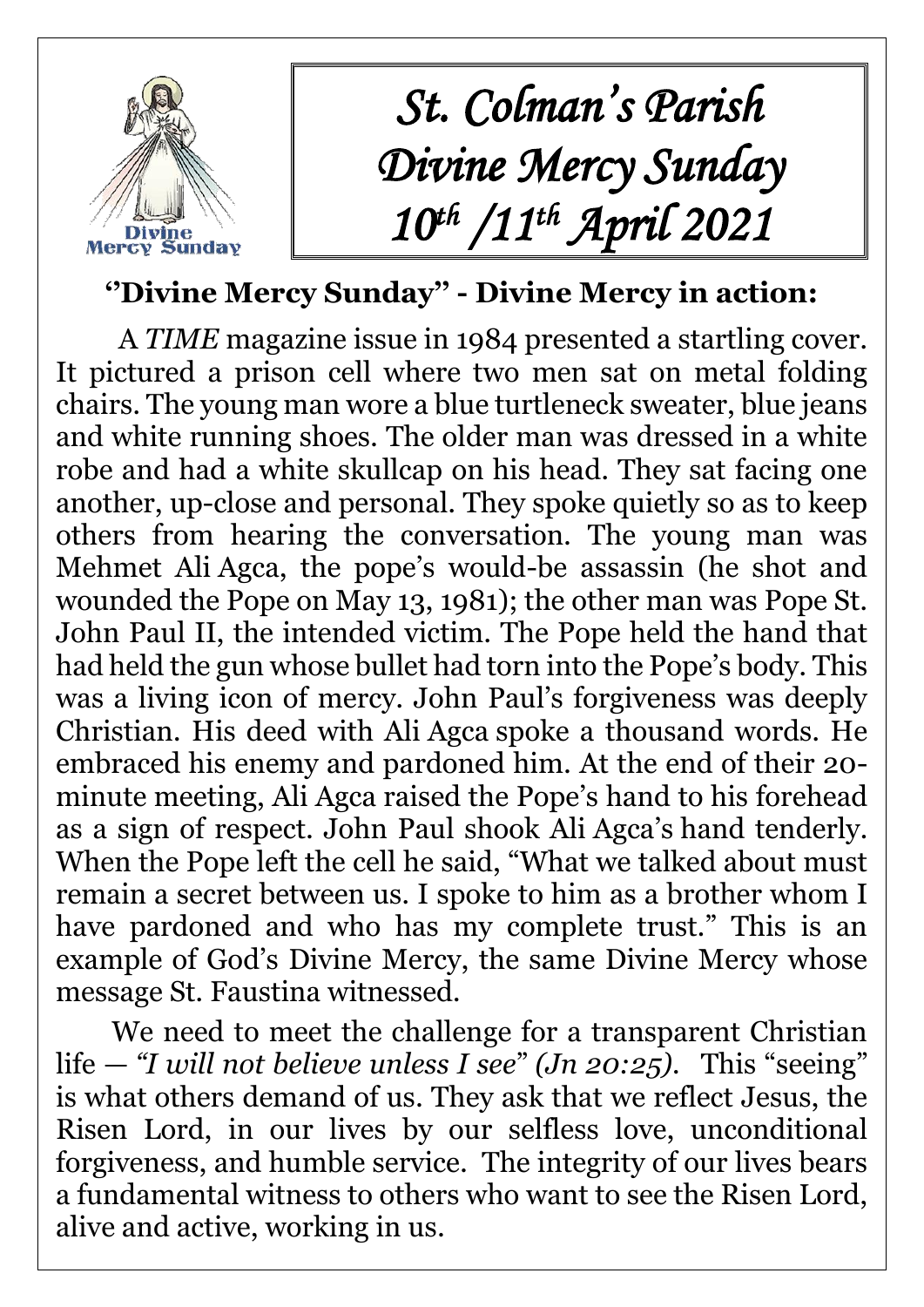# St. Colman's Parish
# Divine Mercy Sunday
# 10th /11th April 2021

## ''Divine Mercy Sunday'' - Divine Mercy in action:

A *TIME* magazine issue in 1984 presented a startling cover. It pictured a prison cell where two men sat on metal folding chairs. The young man wore a blue turtleneck sweater, blue jeans and white running shoes. The older man was dressed in a white robe and had a white skullcap on his head. They sat facing one another, up-close and personal. They spoke quietly so as to keep others from hearing the conversation. The young man was Mehmet Ali Agca, the pope's would-be assassin (he shot and wounded the Pope on May 13, 1981); the other man was Pope St. John Paul II, the intended victim. The Pope held the hand that had held the gun whose bullet had torn into the Pope's body. This was a living icon of mercy. John Paul's forgiveness was deeply Christian. His deed with Ali Agca spoke a thousand words. He embraced his enemy and pardoned him. At the end of their 20-minute meeting, Ali Agca raised the Pope's hand to his forehead as a sign of respect. John Paul shook Ali Agca's hand tenderly. When the Pope left the cell he said, "What we talked about must remain a secret between us. I spoke to him as a brother whom I have pardoned and who has my complete trust." This is an example of God's Divine Mercy, the same Divine Mercy whose message St. Faustina witnessed.

We need to meet the challenge for a transparent Christian life — *"I will not believe unless I see" (Jn 20:25).* This "seeing" is what others demand of us. They ask that we reflect Jesus, the Risen Lord, in our lives by our selfless love, unconditional forgiveness, and humble service. The integrity of our lives bears a fundamental witness to others who want to see the Risen Lord, alive and active, working in us.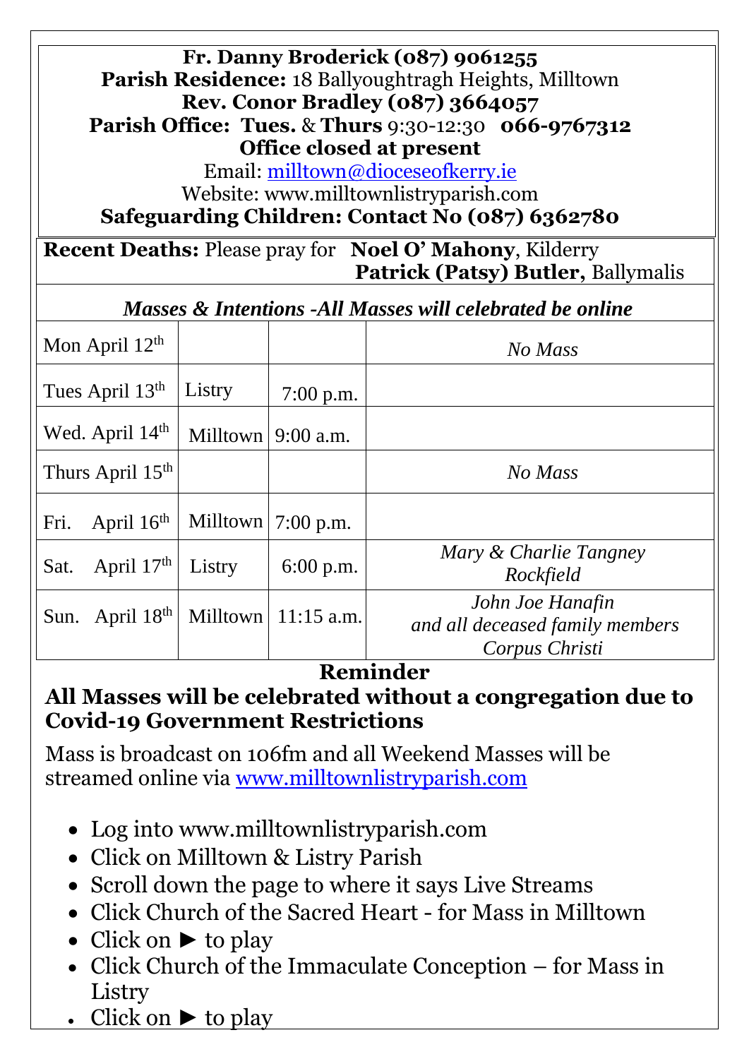**Fr. Danny Broderick (087) 9061255**
**Parish Residence:** 18 Ballyoughtragh Heights, Milltown
**Rev. Conor Bradley (087) 3664057**
**Parish Office: Tues.** & **Thurs** 9:30-12:30 **066-9767312**
**Office closed at present**
Email: milltown@dioceseofkerry.ie
Website: www.milltownlistryparish.com
**Safeguarding Children: Contact No (087) 6362780**

**Recent Deaths:** Please pray for **Noel O' Mahony**, Kilderry
**Patrick (Patsy) Butler,** Ballymalis

*Masses & Intentions -All Masses will celebrated be online*

| | | | |
|---|---|---|---|
| Mon April 12th | | | *No Mass* |
| Tues April 13th | Listry | 7:00 p.m. | |
| Wed. April 14th | Milltown | 9:00 a.m. | |
| Thurs April 15th | | | *No Mass* |
| Fri. April 16th | Milltown | 7:00 p.m. | |
| Sat. April 17th | Listry | 6:00 p.m. | *Mary & Charlie Tangney Rockfield* |
| Sun. April 18th | Milltown | 11:15 a.m. | *John Joe Hanafin and all deceased family members Corpus Christi* |

**Reminder**

**All Masses will be celebrated without a congregation due to Covid-19 Government Restrictions**

Mass is broadcast on 106fm and all Weekend Masses will be streamed online via www.milltownlistryparish.com

- Log into www.milltownlistryparish.com
- Click on Milltown & Listry Parish
- Scroll down the page to where it says Live Streams
- Click Church of the Sacred Heart - for Mass in Milltown
- Click on ► to play
- Click Church of the Immaculate Conception – for Mass in Listry
- Click on ► to play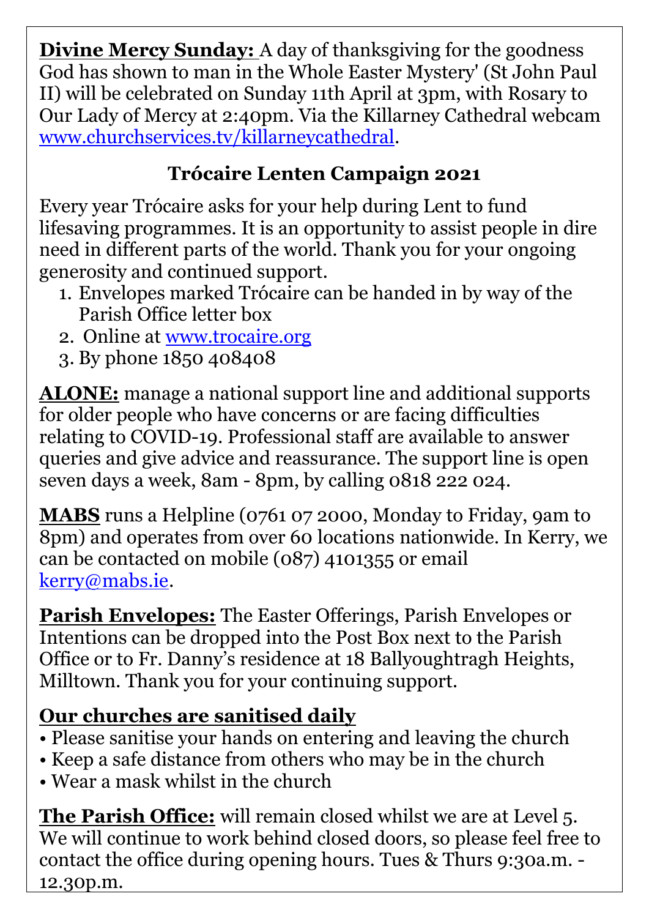**Divine Mercy Sunday:** A day of thanksgiving for the goodness God has shown to man in the Whole Easter Mystery' (St John Paul II) will be celebrated on Sunday 11th April at 3pm, with Rosary to Our Lady of Mercy at 2:40pm. Via the Killarney Cathedral webcam www.churchservices.tv/killarneycathedral.

## Trócaire Lenten Campaign 2021

Every year Trócaire asks for your help during Lent to fund lifesaving programmes. It is an opportunity to assist people in dire need in different parts of the world. Thank you for your ongoing generosity and continued support.

1. Envelopes marked Trócaire can be handed in by way of the Parish Office letter box
2. Online at www.trocaire.org
3. By phone 1850 408408

**ALONE:** manage a national support line and additional supports for older people who have concerns or are facing difficulties relating to COVID-19. Professional staff are available to answer queries and give advice and reassurance. The support line is open seven days a week, 8am - 8pm, by calling 0818 222 024.

**MABS** runs a Helpline (0761 07 2000, Monday to Friday, 9am to 8pm) and operates from over 60 locations nationwide. In Kerry, we can be contacted on mobile (087) 4101355 or email kerry@mabs.ie.

**Parish Envelopes:** The Easter Offerings, Parish Envelopes or Intentions can be dropped into the Post Box next to the Parish Office or to Fr. Danny's residence at 18 Ballyoughtragh Heights, Milltown. Thank you for your continuing support.

**Our churches are sanitised daily**

- Please sanitise your hands on entering and leaving the church
- Keep a safe distance from others who may be in the church
- Wear a mask whilst in the church

**The Parish Office:** will remain closed whilst we are at Level 5. We will continue to work behind closed doors, so please feel free to contact the office during opening hours. Tues & Thurs 9:30a.m. - 12.30p.m.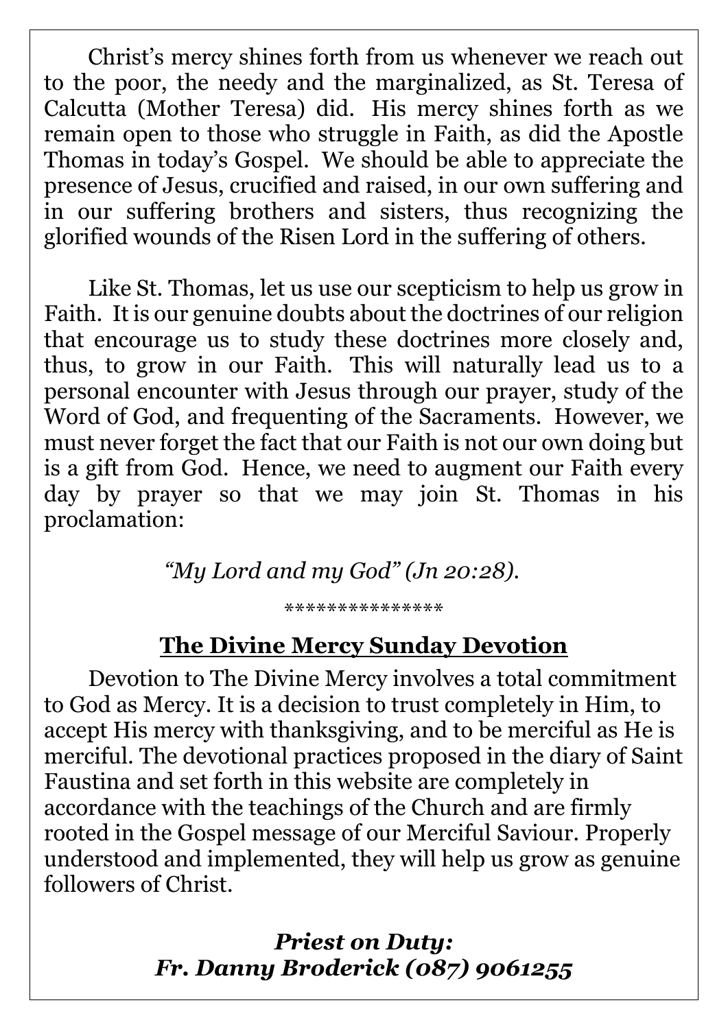Christ's mercy shines forth from us whenever we reach out to the poor, the needy and the marginalized, as St. Teresa of Calcutta (Mother Teresa) did. His mercy shines forth as we remain open to those who struggle in Faith, as did the Apostle Thomas in today's Gospel. We should be able to appreciate the presence of Jesus, crucified and raised, in our own suffering and in our suffering brothers and sisters, thus recognizing the glorified wounds of the Risen Lord in the suffering of others.

Like St. Thomas, let us use our scepticism to help us grow in Faith. It is our genuine doubts about the doctrines of our religion that encourage us to study these doctrines more closely and, thus, to grow in our Faith. This will naturally lead us to a personal encounter with Jesus through our prayer, study of the Word of God, and frequenting of the Sacraments. However, we must never forget the fact that our Faith is not our own doing but is a gift from God. Hence, we need to augment our Faith every day by prayer so that we may join St. Thomas in his proclamation:

*"My Lord and my God" (Jn 20:28).*

\***************

## The Divine Mercy Sunday Devotion

Devotion to The Divine Mercy involves a total commitment to God as Mercy. It is a decision to trust completely in Him, to accept His mercy with thanksgiving, and to be merciful as He is merciful. The devotional practices proposed in the diary of Saint Faustina and set forth in this website are completely in accordance with the teachings of the Church and are firmly rooted in the Gospel message of our Merciful Saviour. Properly understood and implemented, they will help us grow as genuine followers of Christ.

***Priest on Duty:***
***Fr. Danny Broderick (087) 9061255***